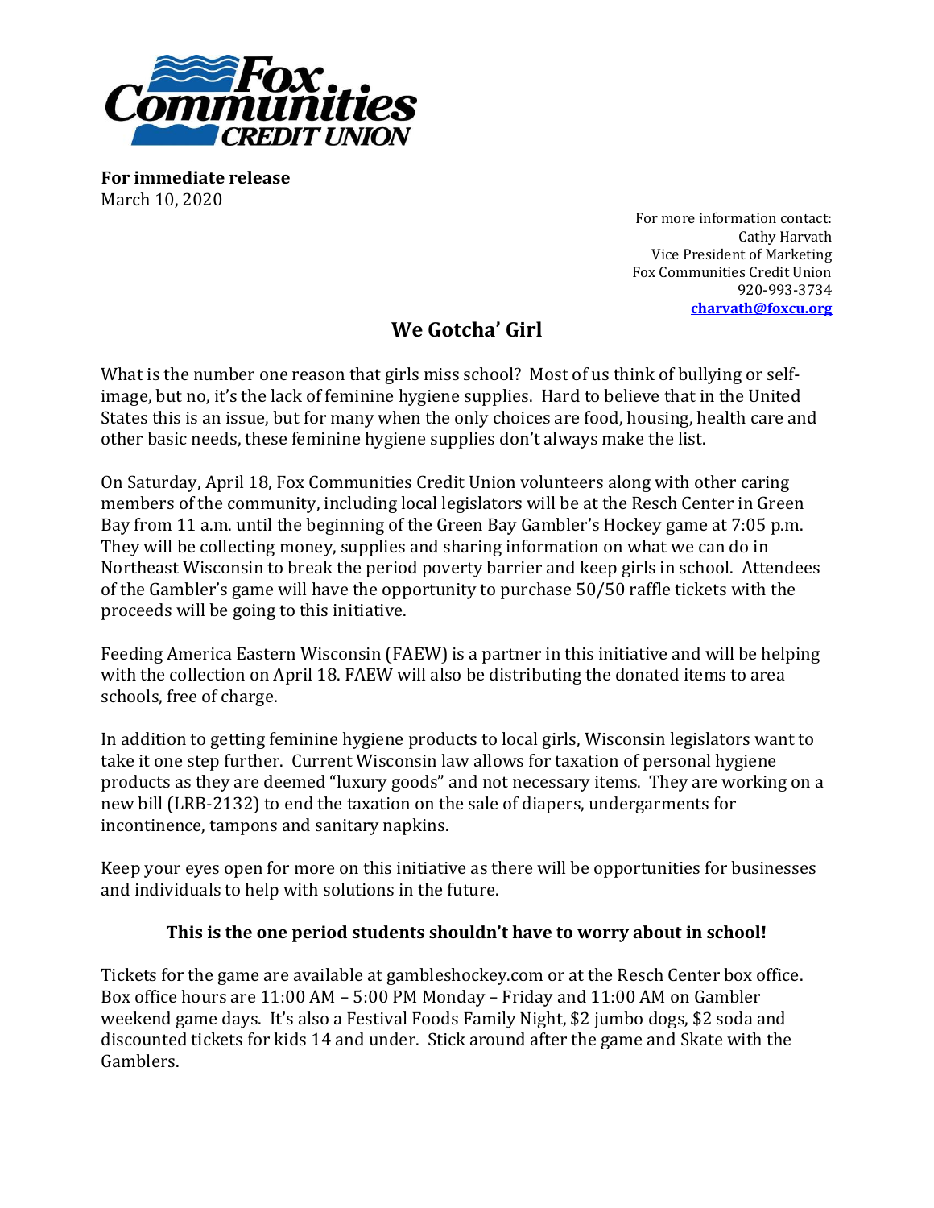**Fox Communities CREDIT UNION**

**For immediate release**
March 10, 2020

For more information contact:
Cathy Harvath
Vice President of Marketing
Fox Communities Credit Union
920-993-3734
**charvath@foxcu.org**

# We Gotcha' Girl

What is the number one reason that girls miss school? Most of us think of bullying or self-image, but no, it's the lack of feminine hygiene supplies. Hard to believe that in the United States this is an issue, but for many when the only choices are food, housing, health care and other basic needs, these feminine hygiene supplies don't always make the list.

On Saturday, April 18, Fox Communities Credit Union volunteers along with other caring members of the community, including local legislators will be at the Resch Center in Green Bay from 11 a.m. until the beginning of the Green Bay Gambler's Hockey game at 7:05 p.m. They will be collecting money, supplies and sharing information on what we can do in Northeast Wisconsin to break the period poverty barrier and keep girls in school. Attendees of the Gambler's game will have the opportunity to purchase 50/50 raffle tickets with the proceeds will be going to this initiative.

Feeding America Eastern Wisconsin (FAEW) is a partner in this initiative and will be helping with the collection on April 18. FAEW will also be distributing the donated items to area schools, free of charge.

In addition to getting feminine hygiene products to local girls, Wisconsin legislators want to take it one step further. Current Wisconsin law allows for taxation of personal hygiene products as they are deemed "luxury goods" and not necessary items. They are working on a new bill (LRB-2132) to end the taxation on the sale of diapers, undergarments for incontinence, tampons and sanitary napkins.

Keep your eyes open for more on this initiative as there will be opportunities for businesses and individuals to help with solutions in the future.

**This is the one period students shouldn't have to worry about in school!**

Tickets for the game are available at gambleshockey.com or at the Resch Center box office. Box office hours are 11:00 AM – 5:00 PM Monday – Friday and 11:00 AM on Gambler weekend game days. It's also a Festival Foods Family Night, $2 jumbo dogs, $2 soda and discounted tickets for kids 14 and under. Stick around after the game and Skate with the Gamblers.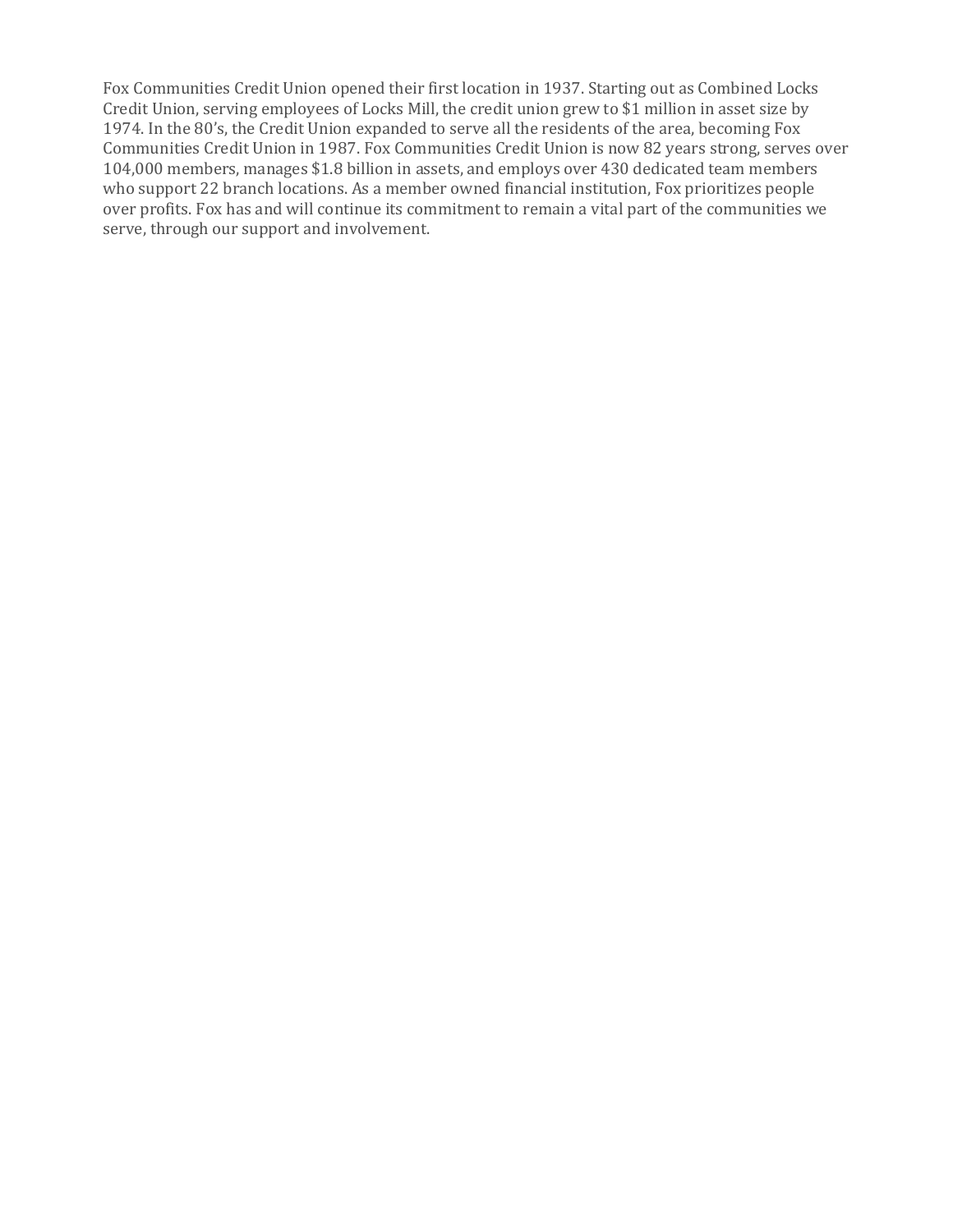Fox Communities Credit Union opened their first location in 1937. Starting out as Combined Locks Credit Union, serving employees of Locks Mill, the credit union grew to $1 million in asset size by 1974. In the 80's, the Credit Union expanded to serve all the residents of the area, becoming Fox Communities Credit Union in 1987. Fox Communities Credit Union is now 82 years strong, serves over 104,000 members, manages $1.8 billion in assets, and employs over 430 dedicated team members who support 22 branch locations. As a member owned financial institution, Fox prioritizes people over profits. Fox has and will continue its commitment to remain a vital part of the communities we serve, through our support and involvement.